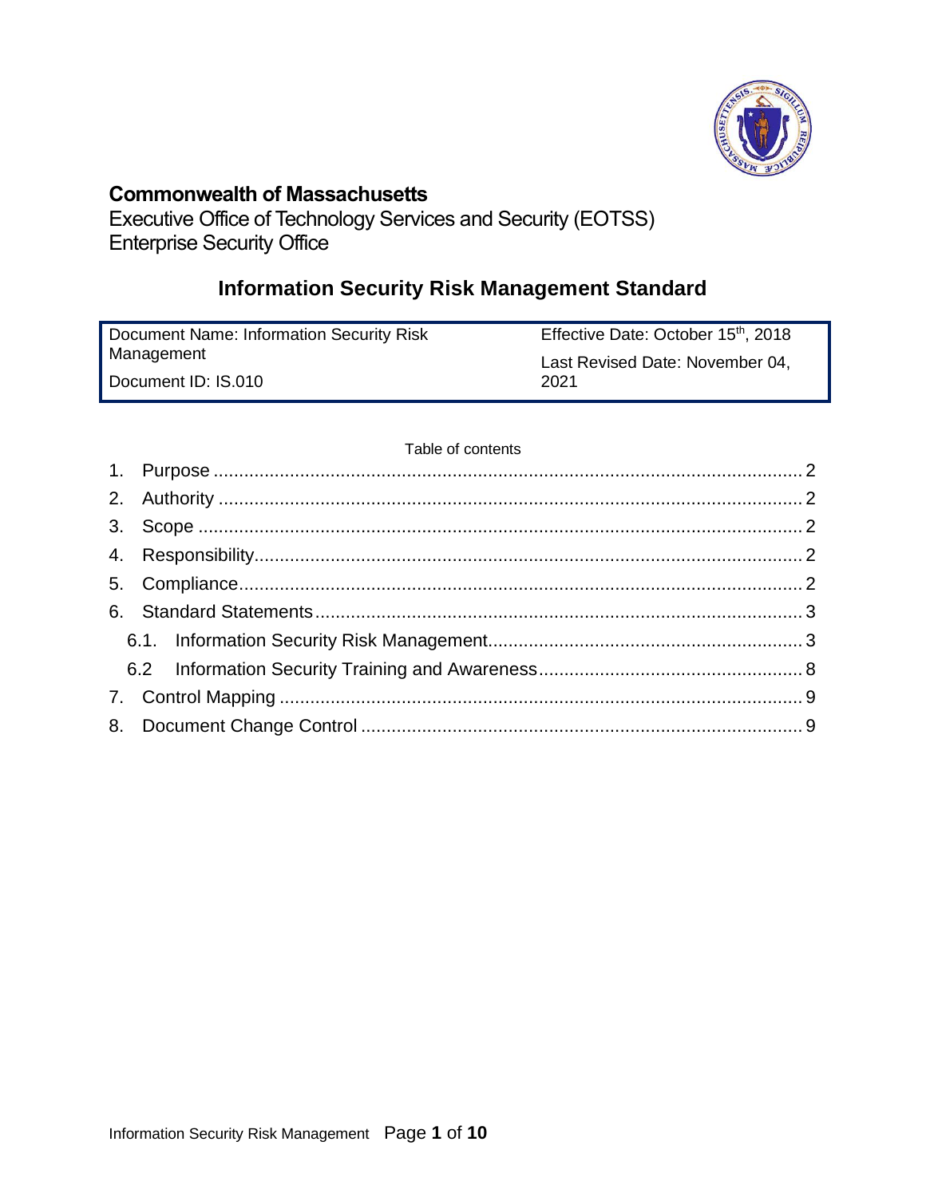**Commonwealth of Massachusetts**

Executive Office of Technology Services and Security (EOTSS)

Enterprise Security Office

# Information Security Risk Management Standard

| Document Name: Information Security Risk Management | Effective Date: October 15th, 2018 |
|---|---|
| Document ID: IS.010 | Last Revised Date: November 04, 2021 |

Table of contents

1. Purpose ..... 2
2. Authority ..... 2
3. Scope ..... 2
4. Responsibility ..... 2
5. Compliance ..... 2
6. Standard Statements ..... 3
   - 6.1. Information Security Risk Management ..... 3
   - 6.2 Information Security Training and Awareness ..... 8
7. Control Mapping ..... 9
8. Document Change Control ..... 9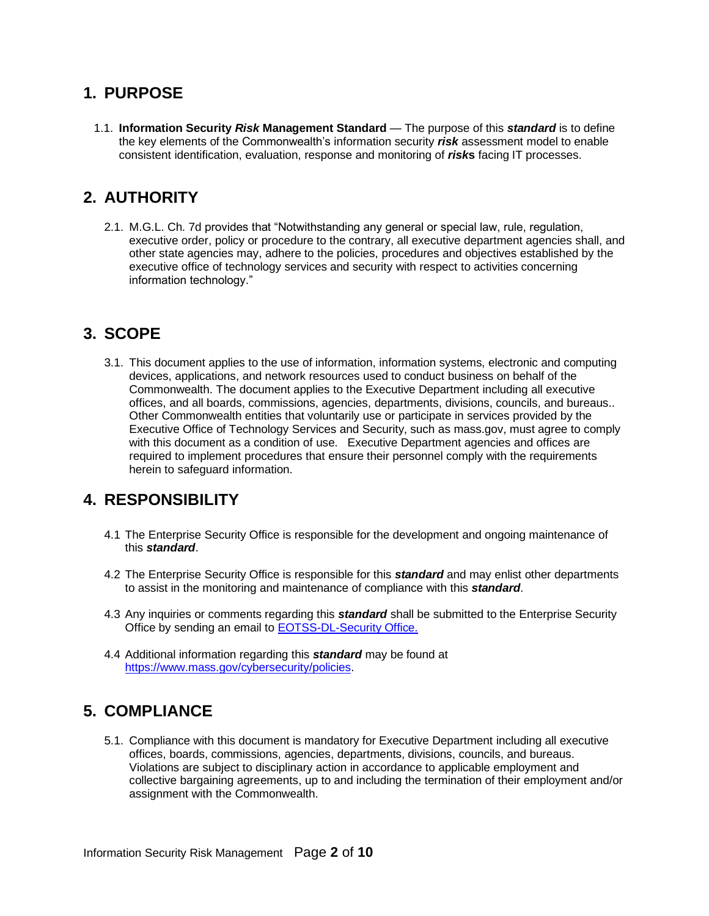## 1. PURPOSE

1.1. **Information Security *Risk* Management Standard** — The purpose of this ***standard*** is to define the key elements of the Commonwealth's information security ***risk*** assessment model to enable consistent identification, evaluation, response and monitoring of ***risks*** facing IT processes.

## 2. AUTHORITY

2.1. M.G.L. Ch. 7d provides that "Notwithstanding any general or special law, rule, regulation, executive order, policy or procedure to the contrary, all executive department agencies shall, and other state agencies may, adhere to the policies, procedures and objectives established by the executive office of technology services and security with respect to activities concerning information technology."

## 3. SCOPE

3.1. This document applies to the use of information, information systems, electronic and computing devices, applications, and network resources used to conduct business on behalf of the Commonwealth. The document applies to the Executive Department including all executive offices, and all boards, commissions, agencies, departments, divisions, councils, and bureaus.. Other Commonwealth entities that voluntarily use or participate in services provided by the Executive Office of Technology Services and Security, such as mass.gov, must agree to comply with this document as a condition of use. Executive Department agencies and offices are required to implement procedures that ensure their personnel comply with the requirements herein to safeguard information.

## 4. RESPONSIBILITY

4.1 The Enterprise Security Office is responsible for the development and ongoing maintenance of this ***standard***.

4.2 The Enterprise Security Office is responsible for this ***standard*** and may enlist other departments to assist in the monitoring and maintenance of compliance with this ***standard***.

4.3 Any inquiries or comments regarding this ***standard*** shall be submitted to the Enterprise Security Office by sending an email to EOTSS-DL-Security Office.

4.4 Additional information regarding this ***standard*** may be found at https://www.mass.gov/cybersecurity/policies.

## 5. COMPLIANCE

5.1. Compliance with this document is mandatory for Executive Department including all executive offices, boards, commissions, agencies, departments, divisions, councils, and bureaus. Violations are subject to disciplinary action in accordance to applicable employment and collective bargaining agreements, up to and including the termination of their employment and/or assignment with the Commonwealth.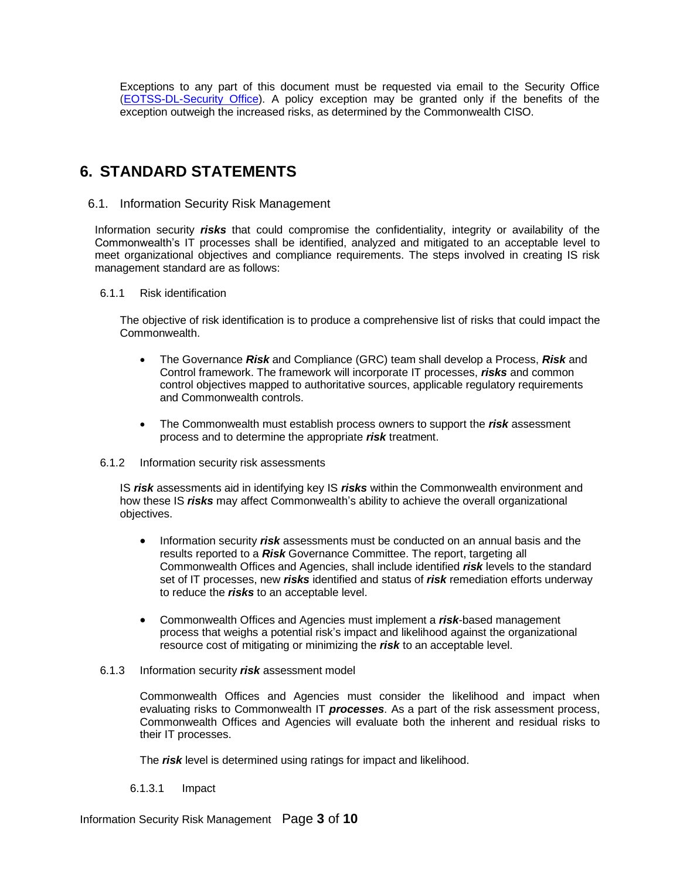Exceptions to any part of this document must be requested via email to the Security Office (EOTSS-DL-Security Office). A policy exception may be granted only if the benefits of the exception outweigh the increased risks, as determined by the Commonwealth CISO.

## 6. STANDARD STATEMENTS

### 6.1. Information Security Risk Management

Information security ***risks*** that could compromise the confidentiality, integrity or availability of the Commonwealth's IT processes shall be identified, analyzed and mitigated to an acceptable level to meet organizational objectives and compliance requirements. The steps involved in creating IS risk management standard are as follows:

#### 6.1.1 Risk identification

The objective of risk identification is to produce a comprehensive list of risks that could impact the Commonwealth.

- The Governance ***Risk*** and Compliance (GRC) team shall develop a Process, ***Risk*** and Control framework. The framework will incorporate IT processes, ***risks*** and common control objectives mapped to authoritative sources, applicable regulatory requirements and Commonwealth controls.
- The Commonwealth must establish process owners to support the ***risk*** assessment process and to determine the appropriate ***risk*** treatment.

#### 6.1.2 Information security risk assessments

IS ***risk*** assessments aid in identifying key IS ***risks*** within the Commonwealth environment and how these IS ***risks*** may affect Commonwealth's ability to achieve the overall organizational objectives.

- Information security ***risk*** assessments must be conducted on an annual basis and the results reported to a ***Risk*** Governance Committee. The report, targeting all Commonwealth Offices and Agencies, shall include identified ***risk*** levels to the standard set of IT processes, new ***risks*** identified and status of ***risk*** remediation efforts underway to reduce the ***risks*** to an acceptable level.
- Commonwealth Offices and Agencies must implement a ***risk***-based management process that weighs a potential risk's impact and likelihood against the organizational resource cost of mitigating or minimizing the ***risk*** to an acceptable level.

#### 6.1.3 Information security ***risk*** assessment model

Commonwealth Offices and Agencies must consider the likelihood and impact when evaluating risks to Commonwealth IT ***processes***. As a part of the risk assessment process, Commonwealth Offices and Agencies will evaluate both the inherent and residual risks to their IT processes.

The ***risk*** level is determined using ratings for impact and likelihood.

##### 6.1.3.1 Impact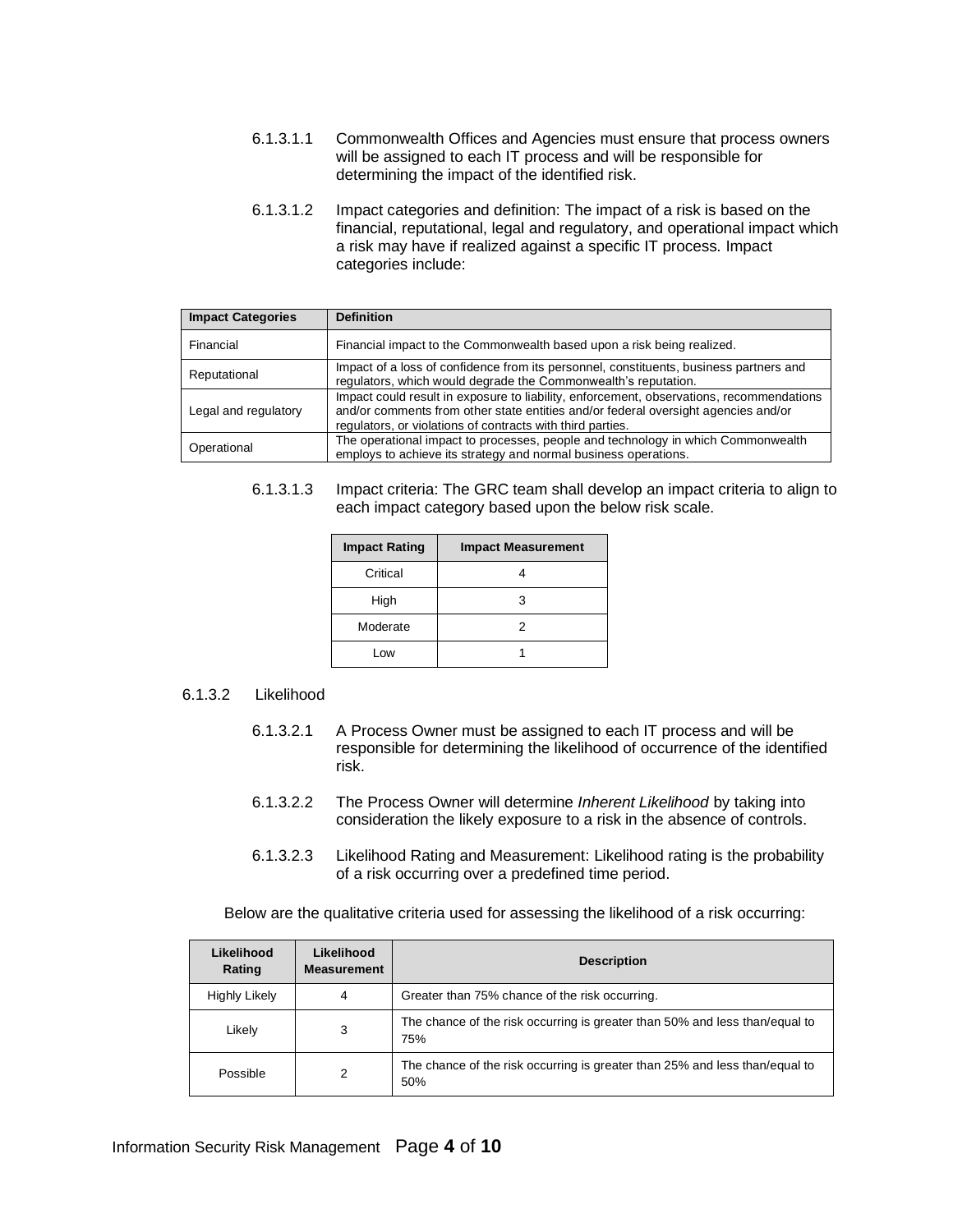6.1.3.1.1 Commonwealth Offices and Agencies must ensure that process owners will be assigned to each IT process and will be responsible for determining the impact of the identified risk.

6.1.3.1.2 Impact categories and definition: The impact of a risk is based on the financial, reputational, legal and regulatory, and operational impact which a risk may have if realized against a specific IT process. Impact categories include:

| Impact Categories | Definition |
|---|---|
| Financial | Financial impact to the Commonwealth based upon a risk being realized. |
| Reputational | Impact of a loss of confidence from its personnel, constituents, business partners and regulators, which would degrade the Commonwealth's reputation. |
| Legal and regulatory | Impact could result in exposure to liability, enforcement, observations, recommendations and/or comments from other state entities and/or federal oversight agencies and/or regulators, or violations of contracts with third parties. |
| Operational | The operational impact to processes, people and technology in which Commonwealth employs to achieve its strategy and normal business operations. |

6.1.3.1.3 Impact criteria: The GRC team shall develop an impact criteria to align to each impact category based upon the below risk scale.

| Impact Rating | Impact Measurement |
|---|---|
| Critical | 4 |
| High | 3 |
| Moderate | 2 |
| Low | 1 |

6.1.3.2 Likelihood

6.1.3.2.1 A Process Owner must be assigned to each IT process and will be responsible for determining the likelihood of occurrence of the identified risk.

6.1.3.2.2 The Process Owner will determine *Inherent Likelihood* by taking into consideration the likely exposure to a risk in the absence of controls.

6.1.3.2.3 Likelihood Rating and Measurement: Likelihood rating is the probability of a risk occurring over a predefined time period.

Below are the qualitative criteria used for assessing the likelihood of a risk occurring:

| Likelihood Rating | Likelihood Measurement | Description |
|---|---|---|
| Highly Likely | 4 | Greater than 75% chance of the risk occurring. |
| Likely | 3 | The chance of the risk occurring is greater than 50% and less than/equal to 75% |
| Possible | 2 | The chance of the risk occurring is greater than 25% and less than/equal to 50% |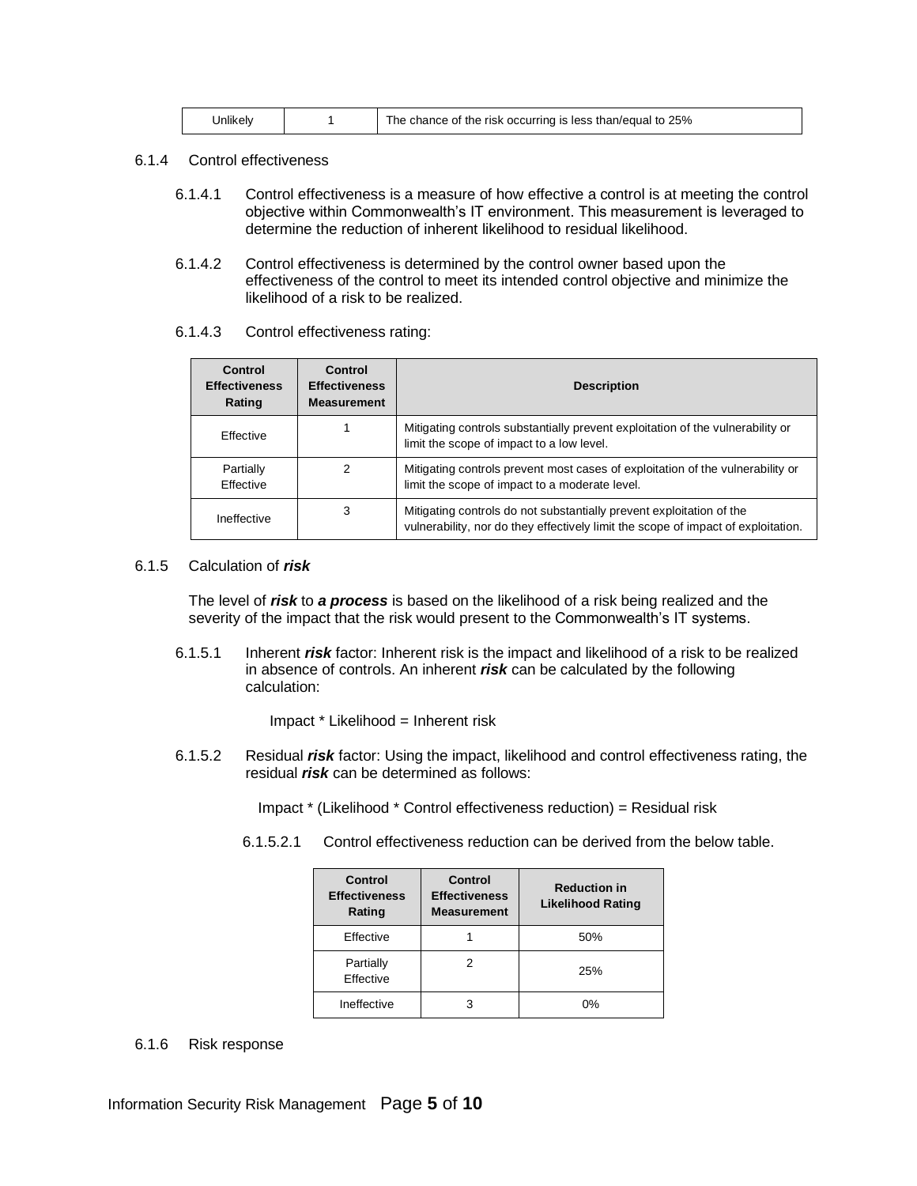| Unlikely | 1 | The chance of the risk occurring is less than/equal to 25% |
|---|---|---|

6.1.4 Control effectiveness

6.1.4.1 Control effectiveness is a measure of how effective a control is at meeting the control objective within Commonwealth's IT environment. This measurement is leveraged to determine the reduction of inherent likelihood to residual likelihood.

6.1.4.2 Control effectiveness is determined by the control owner based upon the effectiveness of the control to meet its intended control objective and minimize the likelihood of a risk to be realized.

6.1.4.3 Control effectiveness rating:

| Control Effectiveness Rating | Control Effectiveness Measurement | Description |
|---|---|---|
| Effective | 1 | Mitigating controls substantially prevent exploitation of the vulnerability or limit the scope of impact to a low level. |
| Partially Effective | 2 | Mitigating controls prevent most cases of exploitation of the vulnerability or limit the scope of impact to a moderate level. |
| Ineffective | 3 | Mitigating controls do not substantially prevent exploitation of the vulnerability, nor do they effectively limit the scope of impact of exploitation. |

6.1.5 Calculation of ***risk***

The level of ***risk*** to ***a process*** is based on the likelihood of a risk being realized and the severity of the impact that the risk would present to the Commonwealth's IT systems.

6.1.5.1 Inherent ***risk*** factor: Inherent risk is the impact and likelihood of a risk to be realized in absence of controls. An inherent ***risk*** can be calculated by the following calculation:

Impact * Likelihood = Inherent risk

6.1.5.2 Residual ***risk*** factor: Using the impact, likelihood and control effectiveness rating, the residual ***risk*** can be determined as follows:

Impact * (Likelihood * Control effectiveness reduction) = Residual risk

6.1.5.2.1 Control effectiveness reduction can be derived from the below table.

| Control Effectiveness Rating | Control Effectiveness Measurement | Reduction in Likelihood Rating |
|---|---|---|
| Effective | 1 | 50% |
| Partially Effective | 2 | 25% |
| Ineffective | 3 | 0% |

6.1.6 Risk response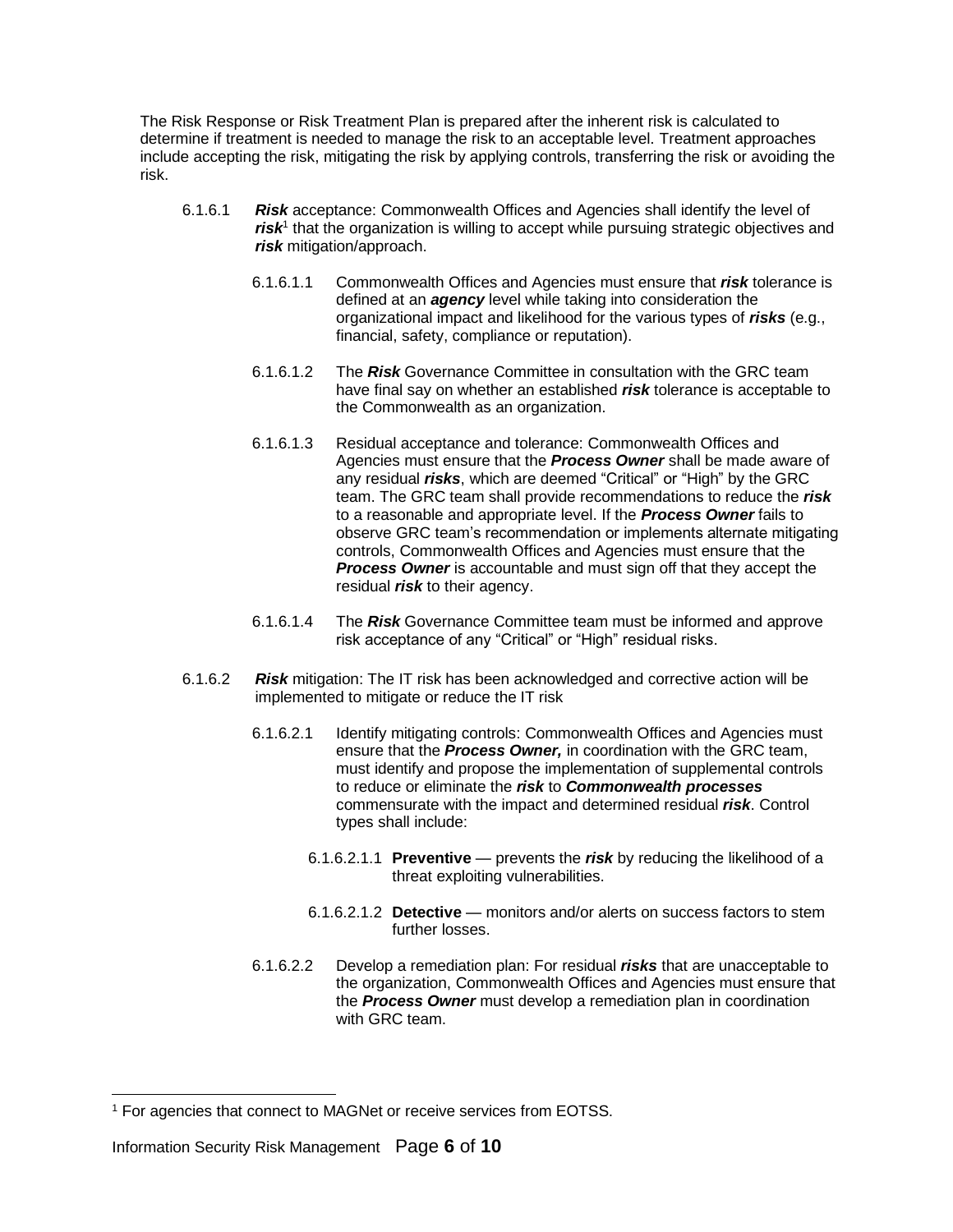The Risk Response or Risk Treatment Plan is prepared after the inherent risk is calculated to determine if treatment is needed to manage the risk to an acceptable level. Treatment approaches include accepting the risk, mitigating the risk by applying controls, transferring the risk or avoiding the risk.

6.1.6.1 ***Risk*** acceptance: Commonwealth Offices and Agencies shall identify the level of ***risk***[1] that the organization is willing to accept while pursuing strategic objectives and ***risk*** mitigation/approach.

6.1.6.1.1 Commonwealth Offices and Agencies must ensure that ***risk*** tolerance is defined at an ***agency*** level while taking into consideration the organizational impact and likelihood for the various types of ***risks*** (e.g., financial, safety, compliance or reputation).

6.1.6.1.2 The ***Risk*** Governance Committee in consultation with the GRC team have final say on whether an established ***risk*** tolerance is acceptable to the Commonwealth as an organization.

6.1.6.1.3 Residual acceptance and tolerance: Commonwealth Offices and Agencies must ensure that the ***Process Owner*** shall be made aware of any residual ***risks***, which are deemed "Critical" or "High" by the GRC team. The GRC team shall provide recommendations to reduce the ***risk*** to a reasonable and appropriate level. If the ***Process Owner*** fails to observe GRC team's recommendation or implements alternate mitigating controls, Commonwealth Offices and Agencies must ensure that the ***Process Owner*** is accountable and must sign off that they accept the residual ***risk*** to their agency.

6.1.6.1.4 The ***Risk*** Governance Committee team must be informed and approve risk acceptance of any "Critical" or "High" residual risks.

6.1.6.2 ***Risk*** mitigation: The IT risk has been acknowledged and corrective action will be implemented to mitigate or reduce the IT risk

6.1.6.2.1 Identify mitigating controls: Commonwealth Offices and Agencies must ensure that the ***Process Owner,*** in coordination with the GRC team, must identify and propose the implementation of supplemental controls to reduce or eliminate the ***risk*** to ***Commonwealth processes*** commensurate with the impact and determined residual ***risk***. Control types shall include:

6.1.6.2.1.1 **Preventive** — prevents the ***risk*** by reducing the likelihood of a threat exploiting vulnerabilities.

6.1.6.2.1.2 **Detective** — monitors and/or alerts on success factors to stem further losses.

6.1.6.2.2 Develop a remediation plan: For residual ***risks*** that are unacceptable to the organization, Commonwealth Offices and Agencies must ensure that the ***Process Owner*** must develop a remediation plan in coordination with GRC team.

---

[1] For agencies that connect to MAGNet or receive services from EOTSS.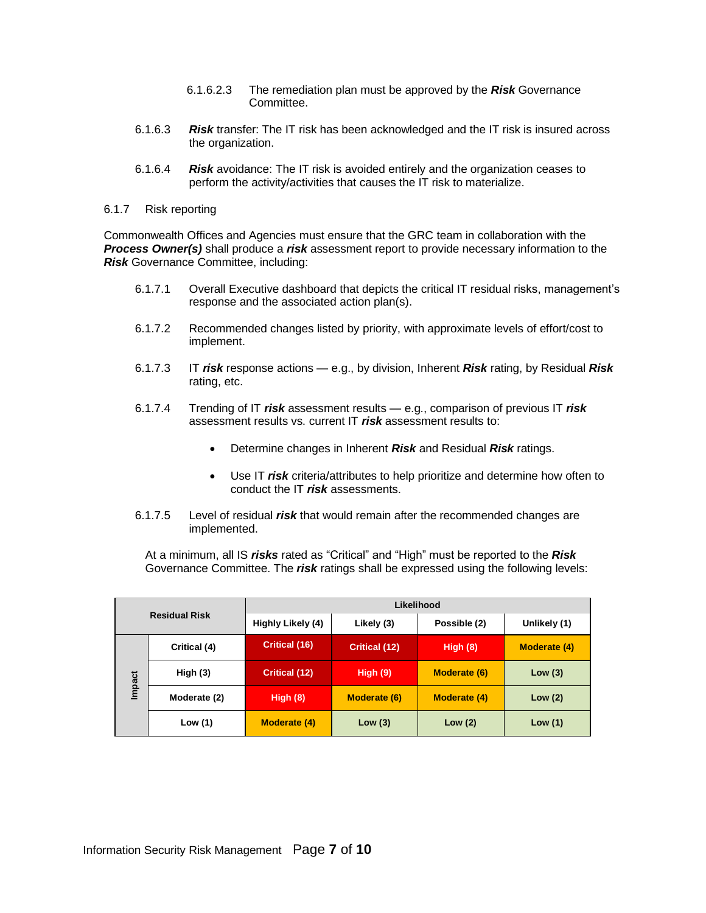6.1.6.2.3 The remediation plan must be approved by the ***Risk*** Governance Committee.

6.1.6.3 ***Risk*** transfer: The IT risk has been acknowledged and the IT risk is insured across the organization.

6.1.6.4 ***Risk*** avoidance: The IT risk is avoided entirely and the organization ceases to perform the activity/activities that causes the IT risk to materialize.

6.1.7 Risk reporting

Commonwealth Offices and Agencies must ensure that the GRC team in collaboration with the ***Process Owner(s)*** shall produce a ***risk*** assessment report to provide necessary information to the ***Risk*** Governance Committee, including:

6.1.7.1 Overall Executive dashboard that depicts the critical IT residual risks, management's response and the associated action plan(s).

6.1.7.2 Recommended changes listed by priority, with approximate levels of effort/cost to implement.

6.1.7.3 IT ***risk*** response actions — e.g., by division, Inherent ***Risk*** rating, by Residual ***Risk*** rating, etc.

6.1.7.4 Trending of IT ***risk*** assessment results — e.g., comparison of previous IT ***risk*** assessment results vs. current IT ***risk*** assessment results to:

- Determine changes in Inherent ***Risk*** and Residual ***Risk*** ratings.
- Use IT ***risk*** criteria/attributes to help prioritize and determine how often to conduct the IT ***risk*** assessments.

6.1.7.5 Level of residual ***risk*** that would remain after the recommended changes are implemented.

At a minimum, all IS ***risks*** rated as "Critical" and "High" must be reported to the ***Risk*** Governance Committee. The ***risk*** ratings shall be expressed using the following levels:

| Residual Risk | | Likelihood | | | |
|---|---|---|---|---|---|
| | | **Highly Likely (4)** | **Likely (3)** | **Possible (2)** | **Unlikely (1)** |
| Impact | **Critical (4)** | Critical (16) | Critical (12) | High (8) | Moderate (4) |
| | **High (3)** | Critical (12) | High (9) | Moderate (6) | Low (3) |
| | **Moderate (2)** | High (8) | Moderate (6) | Moderate (4) | Low (2) |
| | **Low (1)** | Moderate (4) | Low (3) | Low (2) | Low (1) |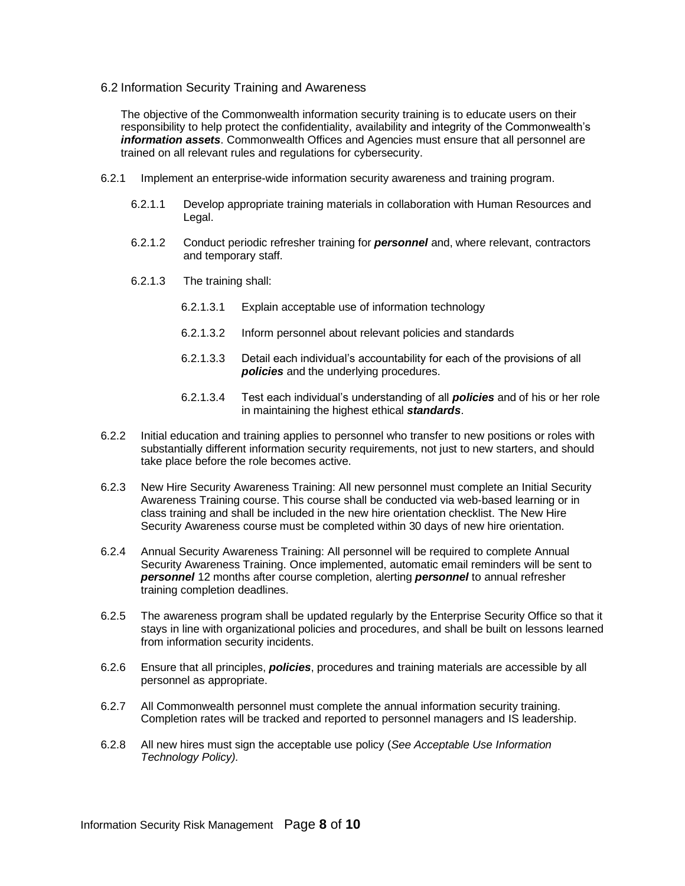### 6.2 Information Security Training and Awareness

The objective of the Commonwealth information security training is to educate users on their responsibility to help protect the confidentiality, availability and integrity of the Commonwealth's ***information assets***. Commonwealth Offices and Agencies must ensure that all personnel are trained on all relevant rules and regulations for cybersecurity.

6.2.1 Implement an enterprise-wide information security awareness and training program.

- 6.2.1.1 Develop appropriate training materials in collaboration with Human Resources and Legal.
- 6.2.1.2 Conduct periodic refresher training for ***personnel*** and, where relevant, contractors and temporary staff.
- 6.2.1.3 The training shall:
  - 6.2.1.3.1 Explain acceptable use of information technology
  - 6.2.1.3.2 Inform personnel about relevant policies and standards
  - 6.2.1.3.3 Detail each individual's accountability for each of the provisions of all ***policies*** and the underlying procedures.
  - 6.2.1.3.4 Test each individual's understanding of all ***policies*** and of his or her role in maintaining the highest ethical ***standards***.

6.2.2 Initial education and training applies to personnel who transfer to new positions or roles with substantially different information security requirements, not just to new starters, and should take place before the role becomes active.

6.2.3 New Hire Security Awareness Training: All new personnel must complete an Initial Security Awareness Training course. This course shall be conducted via web-based learning or in class training and shall be included in the new hire orientation checklist. The New Hire Security Awareness course must be completed within 30 days of new hire orientation.

6.2.4 Annual Security Awareness Training: All personnel will be required to complete Annual Security Awareness Training. Once implemented, automatic email reminders will be sent to ***personnel*** 12 months after course completion, alerting ***personnel*** to annual refresher training completion deadlines.

6.2.5 The awareness program shall be updated regularly by the Enterprise Security Office so that it stays in line with organizational policies and procedures, and shall be built on lessons learned from information security incidents.

6.2.6 Ensure that all principles, ***policies***, procedures and training materials are accessible by all personnel as appropriate.

6.2.7 All Commonwealth personnel must complete the annual information security training. Completion rates will be tracked and reported to personnel managers and IS leadership.

6.2.8 All new hires must sign the acceptable use policy (*See Acceptable Use Information Technology Policy).*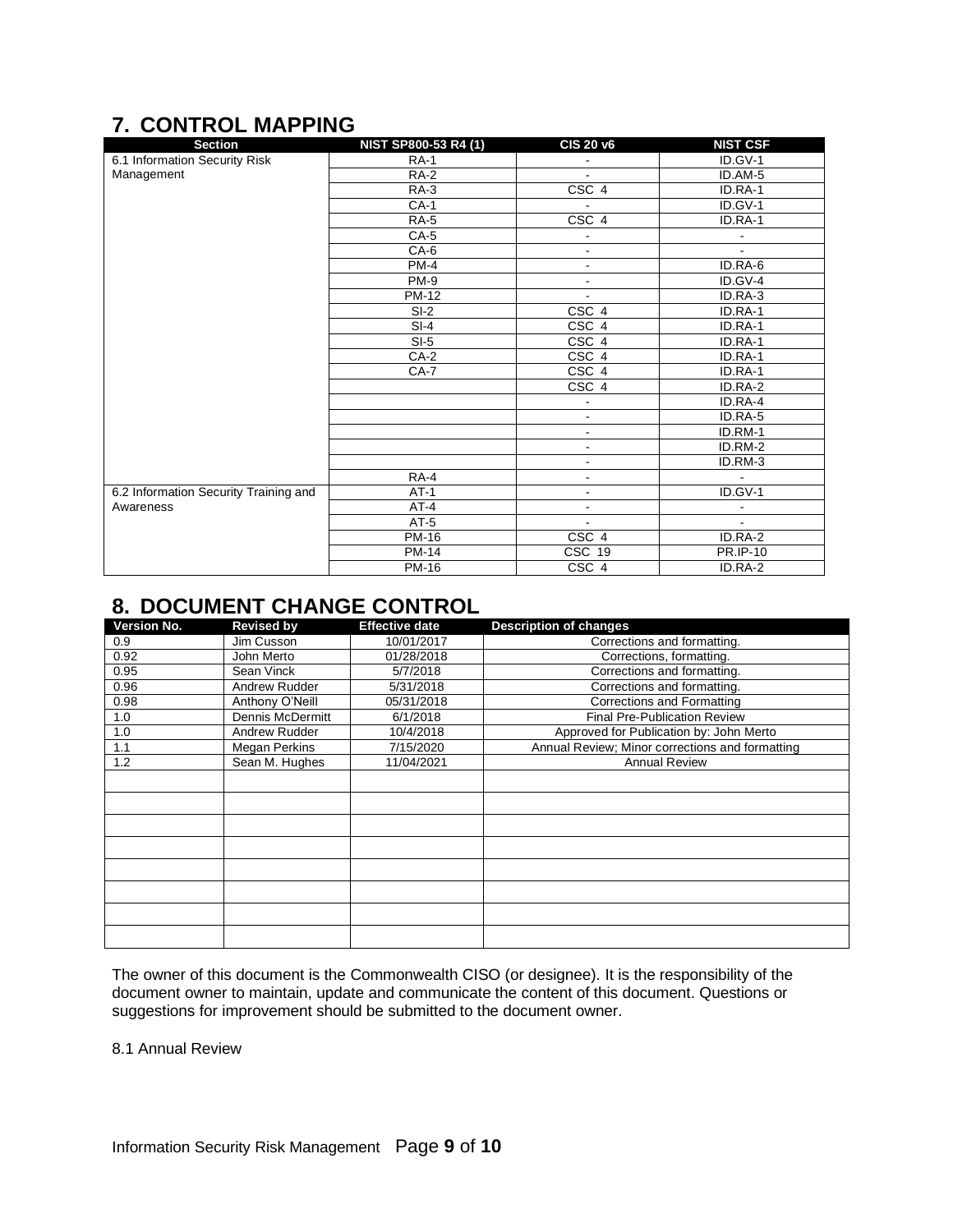## 7. CONTROL MAPPING

| Section | NIST SP800-53 R4 (1) | CIS 20 v6 | NIST CSF |
|---|---|---|---|
| 6.1 Information Security Risk Management | RA-1 | - | ID.GV-1 |
| | RA-2 | - | ID.AM-5 |
| | RA-3 | CSC 4 | ID.RA-1 |
| | CA-1 | - | ID.GV-1 |
| | RA-5 | CSC 4 | ID.RA-1 |
| | CA-5 | - | - |
| | CA-6 | - | - |
| | PM-4 | - | ID.RA-6 |
| | PM-9 | - | ID.GV-4 |
| | PM-12 | - | ID.RA-3 |
| | SI-2 | CSC 4 | ID.RA-1 |
| | SI-4 | CSC 4 | ID.RA-1 |
| | SI-5 | CSC 4 | ID.RA-1 |
| | CA-2 | CSC 4 | ID.RA-1 |
| | CA-7 | CSC 4 | ID.RA-1 |
| | | CSC 4 | ID.RA-2 |
| | | - | ID.RA-4 |
| | | - | ID.RA-5 |
| | | - | ID.RM-1 |
| | | - | ID.RM-2 |
| | | - | ID.RM-3 |
| | RA-4 | - | - |
| 6.2 Information Security Training and Awareness | AT-1 | - | ID.GV-1 |
| | AT-4 | - | - |
| | AT-5 | - | - |
| | PM-16 | CSC 4 | ID.RA-2 |
| | PM-14 | CSC 19 | PR.IP-10 |
| | PM-16 | CSC 4 | ID.RA-2 |

## 8. DOCUMENT CHANGE CONTROL

| Version No. | Revised by | Effective date | Description of changes |
|---|---|---|---|
| 0.9 | Jim Cusson | 10/01/2017 | Corrections and formatting. |
| 0.92 | John Merto | 01/28/2018 | Corrections, formatting. |
| 0.95 | Sean Vinck | 5/7/2018 | Corrections and formatting. |
| 0.96 | Andrew Rudder | 5/31/2018 | Corrections and formatting. |
| 0.98 | Anthony O'Neill | 05/31/2018 | Corrections and Formatting |
| 1.0 | Dennis McDermitt | 6/1/2018 | Final Pre-Publication Review |
| 1.0 | Andrew Rudder | 10/4/2018 | Approved for Publication by: John Merto |
| 1.1 | Megan Perkins | 7/15/2020 | Annual Review; Minor corrections and formatting |
| 1.2 | Sean M. Hughes | 11/04/2021 | Annual Review |
| | | | |
| | | | |
| | | | |
| | | | |
| | | | |
| | | | |
| | | | |
| | | | |

The owner of this document is the Commonwealth CISO (or designee). It is the responsibility of the document owner to maintain, update and communicate the content of this document. Questions or suggestions for improvement should be submitted to the document owner.

8.1 Annual Review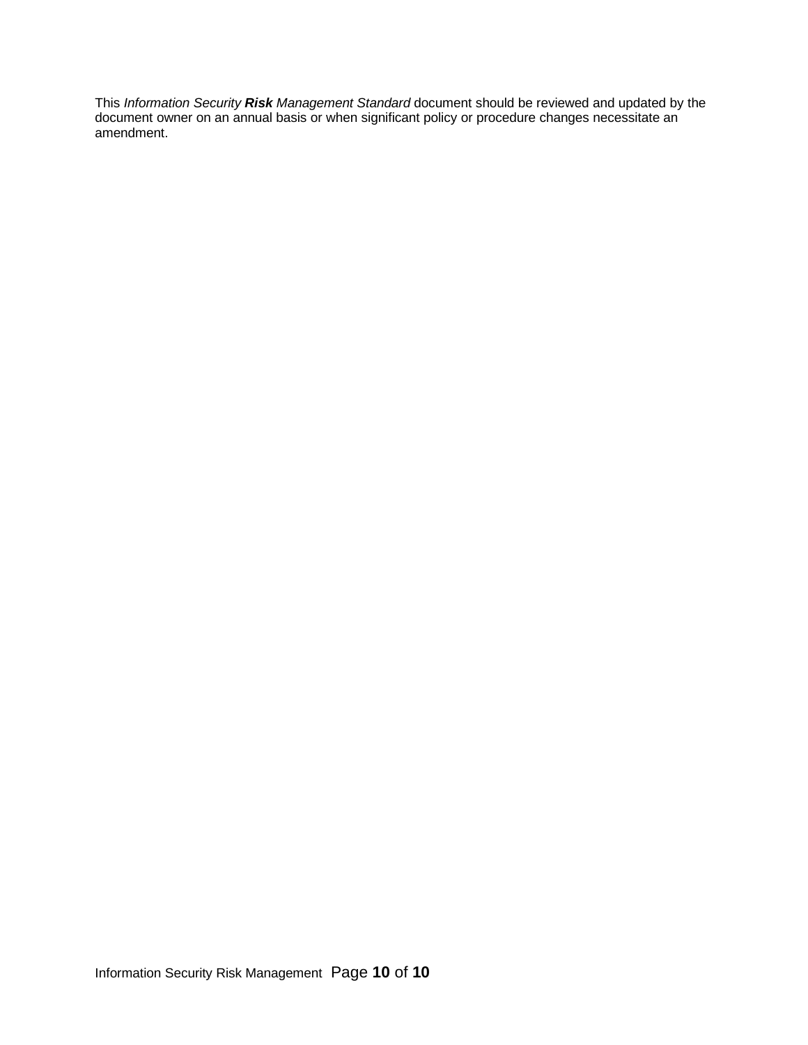This *Information Security **Risk** Management Standard* document should be reviewed and updated by the document owner on an annual basis or when significant policy or procedure changes necessitate an amendment.